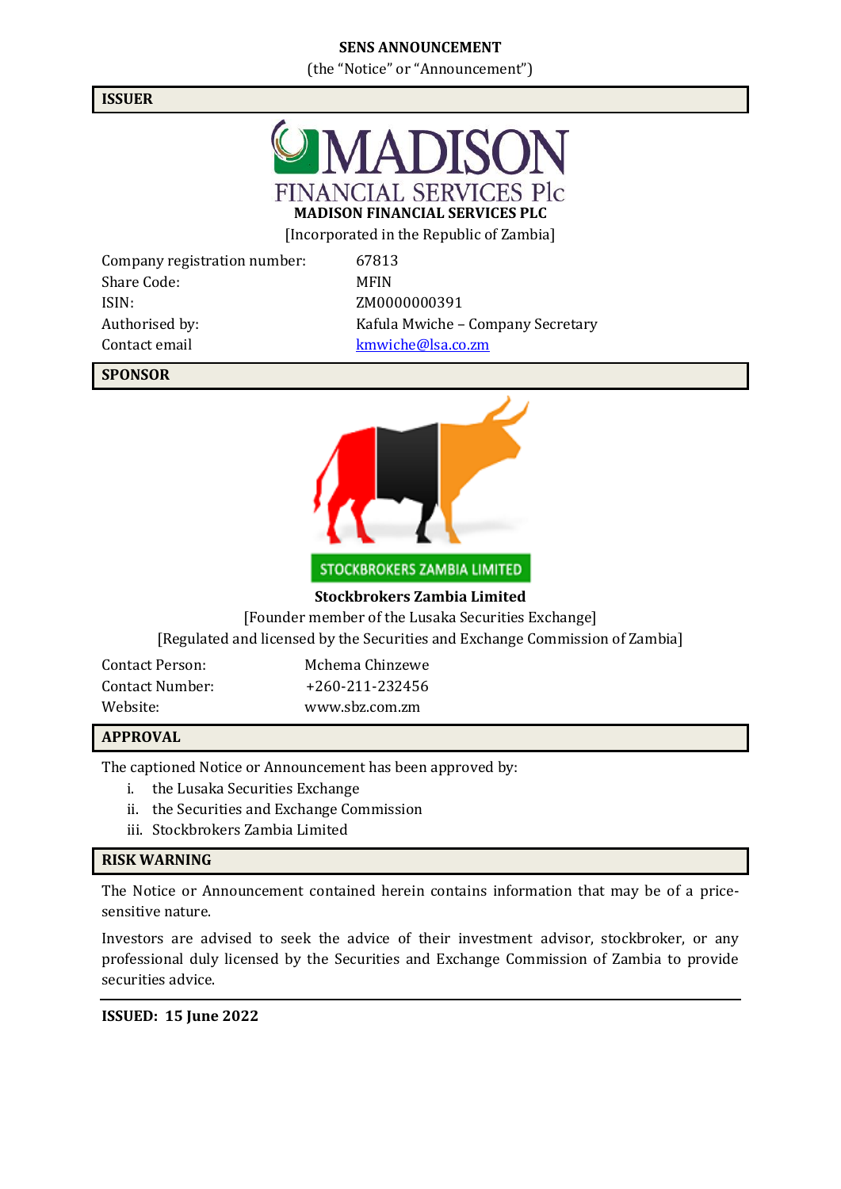**SENS ANNOUNCEMENT**

(the "Notice" or "Announcement")

## ISSUER

**MADISON FINANCIAL SERVICES PLC**

[Incorporated in the Republic of Zambia]

| | |
|---|---|
| Company registration number: | 67813 |
| Share Code: | MFIN |
| ISIN: | ZM0000000391 |
| Authorised by: | Kafula Mwiche – Company Secretary |
| Contact email | kmwiche@lsa.co.zm |

## SPONSOR

STOCKBROKERS ZAMBIA LIMITED

**Stockbrokers Zambia Limited**

[Founder member of the Lusaka Securities Exchange]

[Regulated and licensed by the Securities and Exchange Commission of Zambia]

| | |
|---|---|
| Contact Person: | Mchema Chinzewe |
| Contact Number: | +260-211-232456 |
| Website: | www.sbz.com.zm |

## APPROVAL

The captioned Notice or Announcement has been approved by:

i. the Lusaka Securities Exchange
ii. the Securities and Exchange Commission
iii. Stockbrokers Zambia Limited

## RISK WARNING

The Notice or Announcement contained herein contains information that may be of a price-sensitive nature.

Investors are advised to seek the advice of their investment advisor, stockbroker, or any professional duly licensed by the Securities and Exchange Commission of Zambia to provide securities advice.

**ISSUED: 15 June 2022**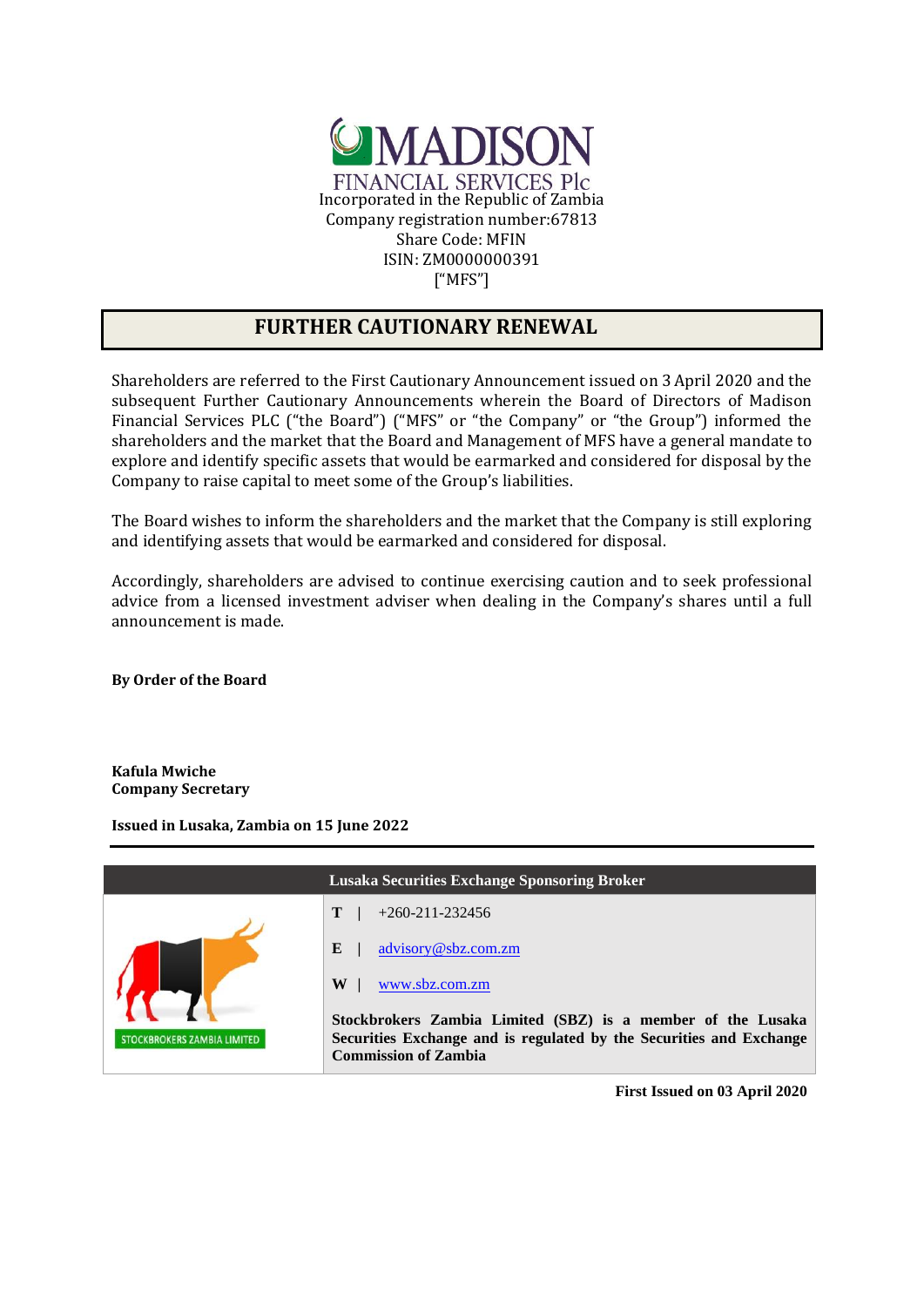MADISON FINANCIAL SERVICES Plc

Incorporated in the Republic of Zambia
Company registration number:67813
Share Code: MFIN
ISIN: ZM0000000391
["MFS"]

## FURTHER CAUTIONARY RENEWAL

Shareholders are referred to the First Cautionary Announcement issued on 3 April 2020 and the subsequent Further Cautionary Announcements wherein the Board of Directors of Madison Financial Services PLC ("the Board") ("MFS" or "the Company" or "the Group") informed the shareholders and the market that the Board and Management of MFS have a general mandate to explore and identify specific assets that would be earmarked and considered for disposal by the Company to raise capital to meet some of the Group's liabilities.

The Board wishes to inform the shareholders and the market that the Company is still exploring and identifying assets that would be earmarked and considered for disposal.

Accordingly, shareholders are advised to continue exercising caution and to seek professional advice from a licensed investment adviser when dealing in the Company's shares until a full announcement is made.

**By Order of the Board**

**Kafula Mwiche**
**Company Secretary**

**Issued in Lusaka, Zambia on 15 June 2022**

| | Lusaka Securities Exchange Sponsoring Broker |
|---|---|
| STOCKBROKERS ZAMBIA LIMITED | **T** \| +260-211-232456 |
| | **E** \| advisory@sbz.com.zm |
| | **W** \| www.sbz.com.zm |
| | **Stockbrokers Zambia Limited (SBZ) is a member of the Lusaka Securities Exchange and is regulated by the Securities and Exchange Commission of Zambia** |

**First Issued on 03 April 2020**